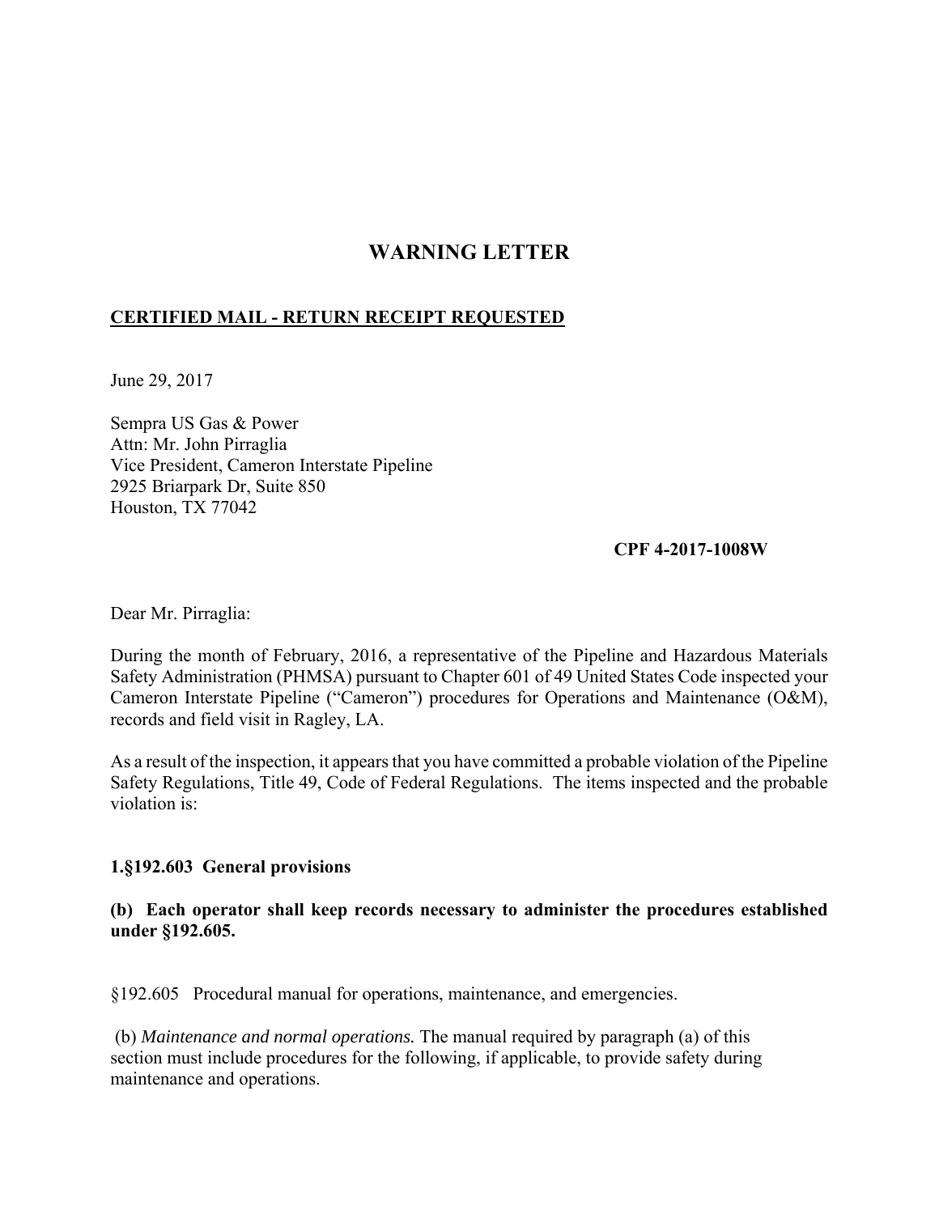# WARNING LETTER

**CERTIFIED MAIL - RETURN RECEIPT REQUESTED**

June 29, 2017

Sempra US Gas & Power
Attn: Mr. John Pirraglia
Vice President, Cameron Interstate Pipeline
2925 Briarpark Dr, Suite 850
Houston, TX 77042

**CPF 4-2017-1008W**

Dear Mr. Pirraglia:

During the month of February, 2016, a representative of the Pipeline and Hazardous Materials Safety Administration (PHMSA) pursuant to Chapter 601 of 49 United States Code inspected your Cameron Interstate Pipeline ("Cameron") procedures for Operations and Maintenance (O&M), records and field visit in Ragley, LA.

As a result of the inspection, it appears that you have committed a probable violation of the Pipeline Safety Regulations, Title 49, Code of Federal Regulations. The items inspected and the probable violation is:

**1.§192.603 General provisions**

**(b) Each operator shall keep records necessary to administer the procedures established under §192.605.**

§192.605 Procedural manual for operations, maintenance, and emergencies.

(b) *Maintenance and normal operations.* The manual required by paragraph (a) of this section must include procedures for the following, if applicable, to provide safety during maintenance and operations.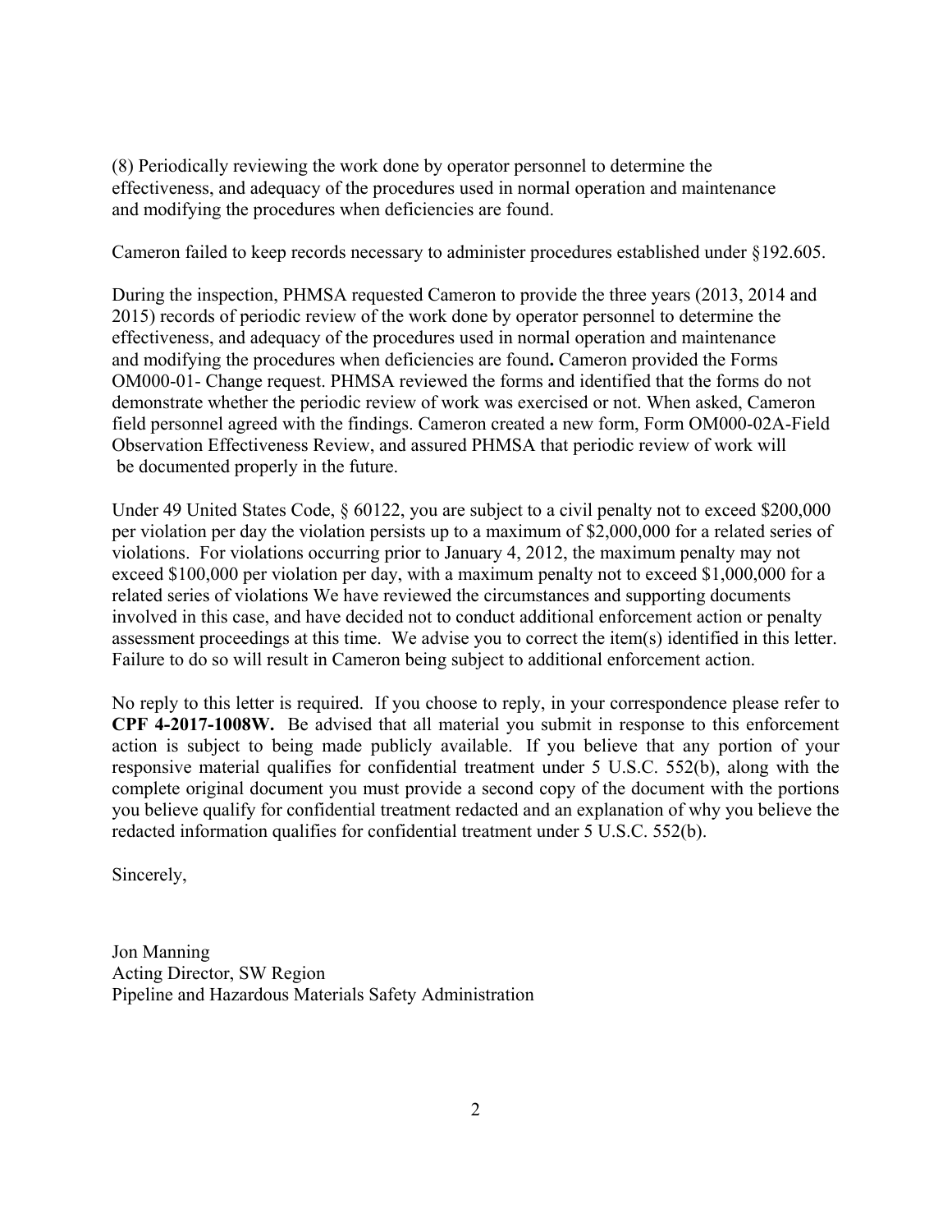(8) Periodically reviewing the work done by operator personnel to determine the effectiveness, and adequacy of the procedures used in normal operation and maintenance and modifying the procedures when deficiencies are found.

Cameron failed to keep records necessary to administer procedures established under §192.605.

During the inspection, PHMSA requested Cameron to provide the three years (2013, 2014 and 2015) records of periodic review of the work done by operator personnel to determine the effectiveness, and adequacy of the procedures used in normal operation and maintenance and modifying the procedures when deficiencies are found**.** Cameron provided the Forms OM000-01- Change request. PHMSA reviewed the forms and identified that the forms do not demonstrate whether the periodic review of work was exercised or not. When asked, Cameron field personnel agreed with the findings. Cameron created a new form, Form OM000-02A-Field Observation Effectiveness Review, and assured PHMSA that periodic review of work will be documented properly in the future.

Under 49 United States Code, § 60122, you are subject to a civil penalty not to exceed $200,000 per violation per day the violation persists up to a maximum of $2,000,000 for a related series of violations. For violations occurring prior to January 4, 2012, the maximum penalty may not exceed $100,000 per violation per day, with a maximum penalty not to exceed $1,000,000 for a related series of violations We have reviewed the circumstances and supporting documents involved in this case, and have decided not to conduct additional enforcement action or penalty assessment proceedings at this time. We advise you to correct the item(s) identified in this letter. Failure to do so will result in Cameron being subject to additional enforcement action.

No reply to this letter is required. If you choose to reply, in your correspondence please refer to **CPF 4-2017-1008W.** Be advised that all material you submit in response to this enforcement action is subject to being made publicly available. If you believe that any portion of your responsive material qualifies for confidential treatment under 5 U.S.C. 552(b), along with the complete original document you must provide a second copy of the document with the portions you believe qualify for confidential treatment redacted and an explanation of why you believe the redacted information qualifies for confidential treatment under 5 U.S.C. 552(b).

Sincerely,

Jon Manning
Acting Director, SW Region
Pipeline and Hazardous Materials Safety Administration